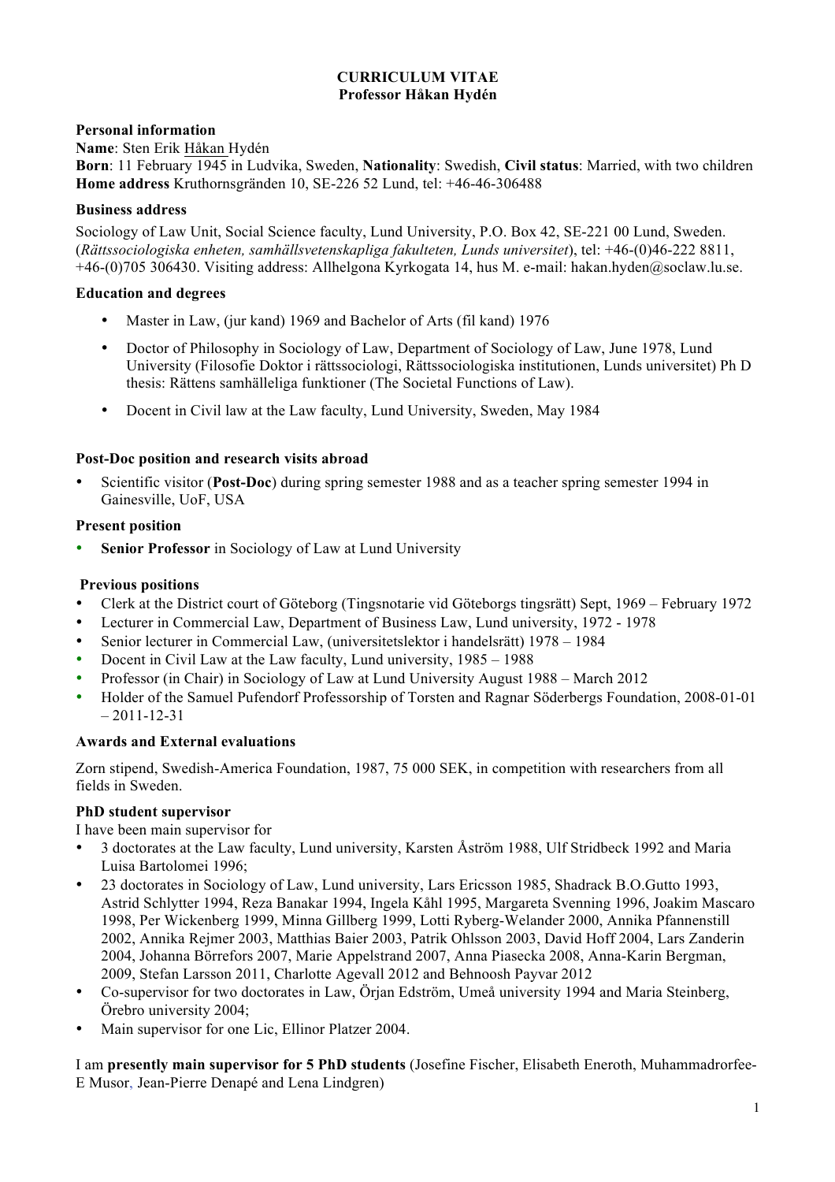# CURRICULUM VITAE
## Professor Håkan Hydén

### Personal information

**Name**: Sten Erik Håkan Hydén
**Born**: 11 February 1945 in Ludvika, Sweden, **Nationality**: Swedish, **Civil status**: Married, with two children
**Home address** Kruthornsgränden 10, SE-226 52 Lund, tel: +46-46-306488

### Business address

Sociology of Law Unit, Social Science faculty, Lund University, P.O. Box 42, SE-221 00 Lund, Sweden. (*Rättssociologiska enheten, samhällsvetenskapliga fakulteten, Lunds universitet*), tel: +46-(0)46-222 8811, +46-(0)705 306430. Visiting address: Allhelgona Kyrkogata 14, hus M. e-mail: hakan.hyden@soclaw.lu.se.

### Education and degrees

- Master in Law, (jur kand) 1969 and Bachelor of Arts (fil kand) 1976
- Doctor of Philosophy in Sociology of Law, Department of Sociology of Law, June 1978, Lund University (Filosofie Doktor i rättssociologi, Rättssociologiska institutionen, Lunds universitet) Ph D thesis: Rättens samhälleliga funktioner (The Societal Functions of Law).
- Docent in Civil law at the Law faculty, Lund University, Sweden, May 1984

### Post-Doc position and research visits abroad

- Scientific visitor (**Post-Doc**) during spring semester 1988 and as a teacher spring semester 1994 in Gainesville, UoF, USA

### Present position

- **Senior Professor** in Sociology of Law at Lund University

### Previous positions

- Clerk at the District court of Göteborg (Tingsnotarie vid Göteborgs tingsrätt) Sept, 1969 – February 1972
- Lecturer in Commercial Law, Department of Business Law, Lund university, 1972 - 1978
- Senior lecturer in Commercial Law, (universitetslektor i handelsrätt) 1978 – 1984
- Docent in Civil Law at the Law faculty, Lund university, 1985 – 1988
- Professor (in Chair) in Sociology of Law at Lund University August 1988 – March 2012
- Holder of the Samuel Pufendorf Professorship of Torsten and Ragnar Söderbergs Foundation, 2008-01-01 – 2011-12-31

### Awards and External evaluations

Zorn stipend, Swedish-America Foundation, 1987, 75 000 SEK, in competition with researchers from all fields in Sweden.

### PhD student supervisor

I have been main supervisor for

- 3 doctorates at the Law faculty, Lund university, Karsten Åström 1988, Ulf Stridbeck 1992 and Maria Luisa Bartolomei 1996;
- 23 doctorates in Sociology of Law, Lund university, Lars Ericsson 1985, Shadrack B.O.Gutto 1993, Astrid Schlytter 1994, Reza Banakar 1994, Ingela Kåhl 1995, Margareta Svenning 1996, Joakim Mascaro 1998, Per Wickenberg 1999, Minna Gillberg 1999, Lotti Ryberg-Welander 2000, Annika Pfannenstill 2002, Annika Rejmer 2003, Matthias Baier 2003, Patrik Ohlsson 2003, David Hoff 2004, Lars Zanderin 2004, Johanna Börrefors 2007, Marie Appelstrand 2007, Anna Piasecka 2008, Anna-Karin Bergman, 2009, Stefan Larsson 2011, Charlotte Agevall 2012 and Behnoosh Payvar 2012
- Co-supervisor for two doctorates in Law, Örjan Edström, Umeå university 1994 and Maria Steinberg, Örebro university 2004;
- Main supervisor for one Lic, Ellinor Platzer 2004.

I am **presently main supervisor for 5 PhD students** (Josefine Fischer, Elisabeth Eneroth, Muhammadrorfee-E Musor, Jean-Pierre Denapé and Lena Lindgren)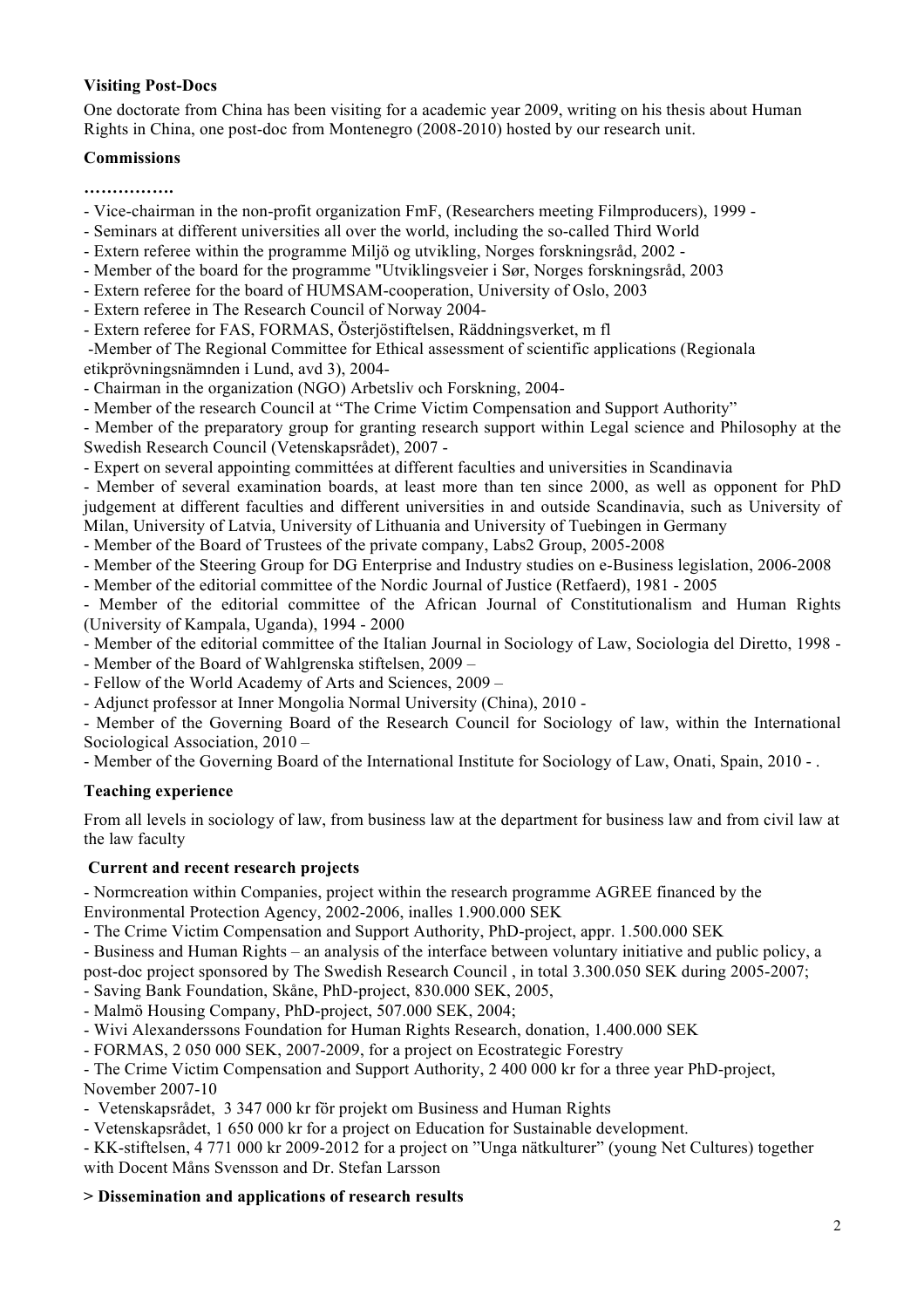**Visiting Post-Docs**

One doctorate from China has been visiting for a academic year 2009, writing on his thesis about Human Rights in China, one post-doc from Montenegro (2008-2010) hosted by our research unit.

**Commissions**

**…………….**

- Vice-chairman in the non-profit organization FmF, (Researchers meeting Filmproducers), 1999 -
- Seminars at different universities all over the world, including the so-called Third World
- Extern referee within the programme Miljö og utvikling, Norges forskningsråd, 2002 -
- Member of the board for the programme "Utviklingsveier i Sør, Norges forskningsråd, 2003
- Extern referee for the board of HUMSAM-cooperation, University of Oslo, 2003
- Extern referee in The Research Council of Norway 2004-
- Extern referee for FAS, FORMAS, Österjöstiftelsen, Räddningsverket, m fl
- Member of The Regional Committee for Ethical assessment of scientific applications (Regionala etikprövningsnämnden i Lund, avd 3), 2004-
- Chairman in the organization (NGO) Arbetsliv och Forskning, 2004-
- Member of the research Council at "The Crime Victim Compensation and Support Authority"
- Member of the preparatory group for granting research support within Legal science and Philosophy at the Swedish Research Council (Vetenskapsrådet), 2007 -
- Expert on several appointing committées at different faculties and universities in Scandinavia
- Member of several examination boards, at least more than ten since 2000, as well as opponent for PhD judgement at different faculties and different universities in and outside Scandinavia, such as University of Milan, University of Latvia, University of Lithuania and University of Tuebingen in Germany
- Member of the Board of Trustees of the private company, Labs2 Group, 2005-2008
- Member of the Steering Group for DG Enterprise and Industry studies on e-Business legislation, 2006-2008
- Member of the editorial committee of the Nordic Journal of Justice (Retfaerd), 1981 - 2005
- Member of the editorial committee of the African Journal of Constitutionalism and Human Rights (University of Kampala, Uganda), 1994 - 2000
- Member of the editorial committee of the Italian Journal in Sociology of Law, Sociologia del Diretto, 1998 -
- Member of the Board of Wahlgrenska stiftelsen, 2009 –
- Fellow of the World Academy of Arts and Sciences, 2009 –
- Adjunct professor at Inner Mongolia Normal University (China), 2010 -
- Member of the Governing Board of the Research Council for Sociology of law, within the International Sociological Association, 2010 –
- Member of the Governing Board of the International Institute for Sociology of Law, Onati, Spain, 2010 - .

**Teaching experience**

From all levels in sociology of law, from business law at the department for business law and from civil law at the law faculty

**Current and recent research projects**

- Normcreation within Companies, project within the research programme AGREE financed by the Environmental Protection Agency, 2002-2006, inalles 1.900.000 SEK
- The Crime Victim Compensation and Support Authority, PhD-project, appr. 1.500.000 SEK
- Business and Human Rights – an analysis of the interface between voluntary initiative and public policy, a post-doc project sponsored by The Swedish Research Council , in total 3.300.050 SEK during 2005-2007;
- Saving Bank Foundation, Skåne, PhD-project, 830.000 SEK, 2005,
- Malmö Housing Company, PhD-project, 507.000 SEK, 2004;
- Wivi Alexanderssons Foundation for Human Rights Research, donation, 1.400.000 SEK
- FORMAS, 2 050 000 SEK, 2007-2009, for a project on Ecostrategic Forestry
- The Crime Victim Compensation and Support Authority, 2 400 000 kr for a three year PhD-project, November 2007-10
- Vetenskapsrådet, 3 347 000 kr för projekt om Business and Human Rights
- Vetenskapsrådet, 1 650 000 kr for a project on Education for Sustainable development.
- KK-stiftelsen, 4 771 000 kr 2009-2012 for a project on "Unga nätkulturer" (young Net Cultures) together with Docent Måns Svensson and Dr. Stefan Larsson

**> Dissemination and applications of research results**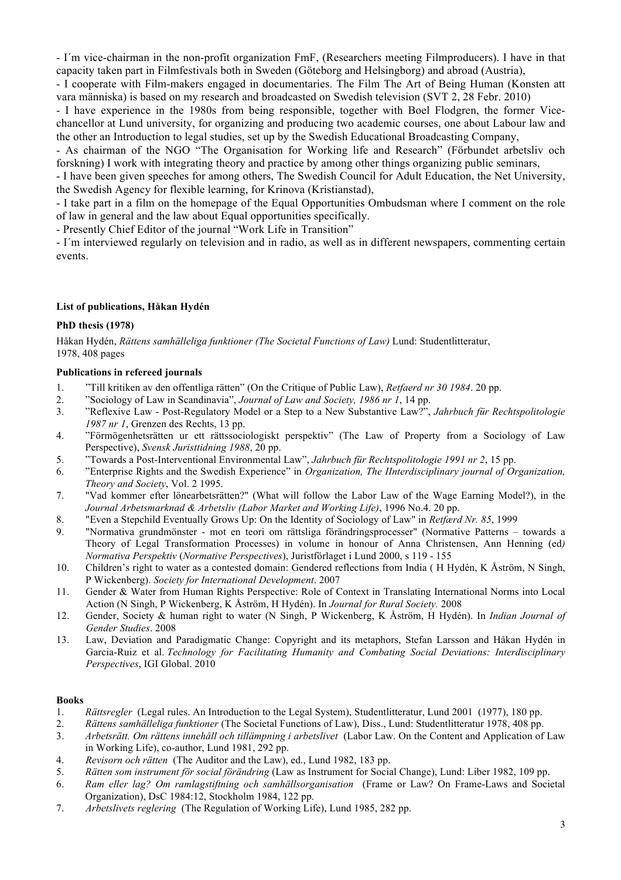- I´m vice-chairman in the non-profit organization FmF, (Researchers meeting Filmproducers). I have in that capacity taken part in Filmfestivals both in Sweden (Göteborg and Helsingborg) and abroad (Austria),
- I cooperate with Film-makers engaged in documentaries. The Film The Art of Being Human (Konsten att vara människa) is based on my research and broadcasted on Swedish television (SVT 2, 28 Febr. 2010)
- I have experience in the 1980s from being responsible, together with Boel Flodgren, the former Vice-chancellor at Lund university, for organizing and producing two academic courses, one about Labour law and the other an Introduction to legal studies, set up by the Swedish Educational Broadcasting Company,
- As chairman of the NGO "The Organisation for Working life and Research" (Förbundet arbetsliv och forskning) I work with integrating theory and practice by among other things organizing public seminars,
- I have been given speeches for among others, The Swedish Council for Adult Education, the Net University, the Swedish Agency for flexible learning, for Krinova (Kristianstad),
- I take part in a film on the homepage of the Equal Opportunities Ombudsman where I comment on the role of law in general and the law about Equal opportunities specifically.
- Presently Chief Editor of the journal "Work Life in Transition"
- I´m interviewed regularly on television and in radio, as well as in different newspapers, commenting certain events.

**List of publications, Håkan Hydén**

**PhD thesis (1978)**

Håkan Hydén, *Rättens samhälleliga funktioner (The Societal Functions of Law)* Lund: Studentlitteratur, 1978, 408 pages

**Publications in refereed journals**

1. "Till kritiken av den offentliga rätten" (On the Critique of Public Law), *Retfaerd nr 30 1984*. 20 pp.
2. "Sociology of Law in Scandinavia", *Journal of Law and Society, 1986 nr 1*, 14 pp.
3. "Reflexive Law - Post-Regulatory Model or a Step to a New Substantive Law?", *Jahrbuch für Rechtspolitologie 1987 nr 1*, Grenzen des Rechts, 13 pp.
4. "Förmögenhetsrätten ur ett rättssociologiskt perspektiv" (The Law of Property from a Sociology of Law Perspective), *Svensk Juristtidning 1988*, 20 pp.
5. "Towards a Post-Interventional Environmental Law", *Jahrbuch für Rechtspolitologie 1991 nr 2*, 15 pp.
6. "Enterprise Rights and the Swedish Experience" in *Organization, The IInterdisciplinary journal of Organization, Theory and Society*, Vol. 2 1995.
7. "Vad kommer efter lönearbetsrätten?" (What will follow the Labor Law of the Wage Earning Model?), in the *Journal Arbetsmarknad & Arbetsliv (Labor Market and Working Life)*, 1996 No.4. 20 pp.
8. "Even a Stepchild Eventually Grows Up: On the Identity of Sociology of Law" in *Retfærd Nr. 85*, 1999
9. "Normativa grundmönster - mot en teori om rättsliga förändringsprocesser" (Normative Patterns – towards a Theory of Legal Transformation Processes) in volume in honour of Anna Christensen, Ann Henning (ed*) Normativa Perspektiv* (*Normative Perspectives*), Juristförlaget i Lund 2000, s 119 - 155
10. Children's right to water as a contested domain: Gendered reflections from India ( H Hydén, K Åström, N Singh, P Wickenberg). *Society for International Development*. 2007
11. Gender & Water from Human Rights Perspective: Role of Context in Translating International Norms into Local Action (N Singh, P Wickenberg, K Åström, H Hydén). In *Journal for Rural Society.* 2008
12. Gender, Society & human right to water (N Singh, P Wickenberg, K Åström, H Hydén). In *Indian Journal of Gender Studies*. 2008
13. Law, Deviation and Paradigmatic Change: Copyright and its metaphors, Stefan Larsson and Håkan Hydén in Garcia-Ruiz et al. *Technology for Facilitating Humanity and Combating Social Deviations: Interdisciplinary Perspectives*, IGI Global. 2010

**Books**

1. *Rättsregler* (Legal rules. An Introduction to the Legal System), Studentlitteratur, Lund 2001 (1977), 180 pp.
2. *Rättens samhälleliga funktioner* (The Societal Functions of Law), Diss., Lund: Studentlitteratur 1978, 408 pp.
3. *Arbetsrätt. Om rättens innehåll och tillämpning i arbetslivet* (Labor Law. On the Content and Application of Law in Working Life), co-author, Lund 1981, 292 pp.
4. *Revisorn och rätten* (The Auditor and the Law), ed., Lund 1982, 183 pp.
5. *Rätten som instrument för social förändring* (Law as Instrument for Social Change), Lund: Liber 1982, 109 pp.
6. *Ram eller lag? Om ramlagstiftning och samhällsorganisation* (Frame or Law? On Frame-Laws and Societal Organization), DsC 1984:12, Stockholm 1984, 122 pp.
7. *Arbetslivets reglering* (The Regulation of Working Life), Lund 1985, 282 pp.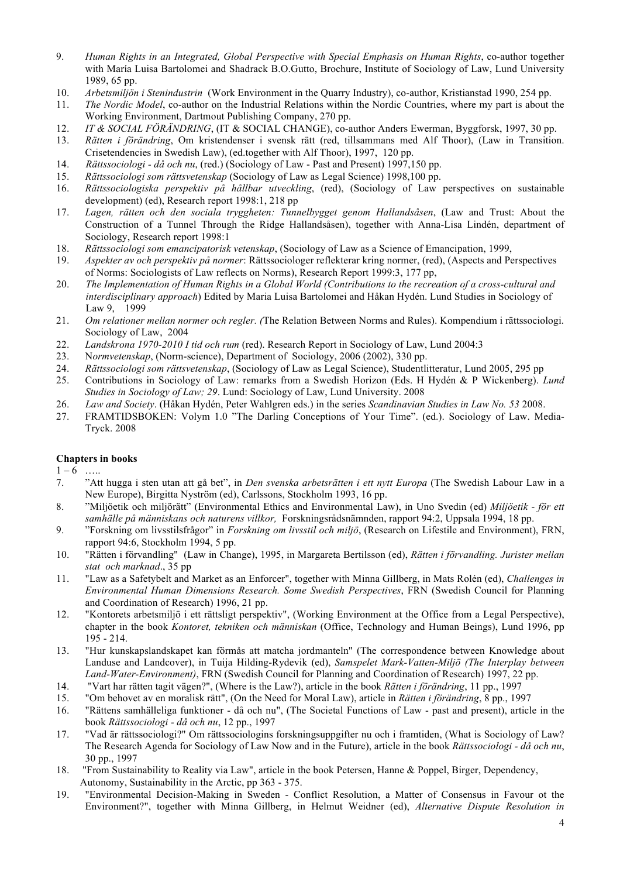9. *Human Rights in an Integrated, Global Perspective with Special Emphasis on Human Rights*, co-author together with María Luisa Bartolomei and Shadrack B.O.Gutto, Brochure, Institute of Sociology of Law, Lund University 1989, 65 pp.
10. *Arbetsmiljön i Stenindustrin* (Work Environment in the Quarry Industry), co-author, Kristianstad 1990, 254 pp.
11. *The Nordic Model*, co-author on the Industrial Relations within the Nordic Countries, where my part is about the Working Environment, Dartmout Publishing Company, 270 pp.
12. *IT & SOCIAL FÖRÄNDRING*, (IT & SOCIAL CHANGE), co-author Anders Ewerman, Byggforsk, 1997, 30 pp.
13. *Rätten i förändring*, Om kristendenser i svensk rätt (red, tillsammans med Alf Thoor), (Law in Transition. Crisetendencies in Swedish Law), (ed.together with Alf Thoor), 1997, 120 pp.
14. *Rättssociologi - då och nu*, (red.) (Sociology of Law - Past and Present) 1997,150 pp.
15. *Rättssociologi som rättsvetenskap* (Sociology of Law as Legal Science) 1998,100 pp.
16. *Rättssociologiska perspektiv på hållbar utveckling*, (red), (Sociology of Law perspectives on sustainable development) (ed), Research report 1998:1, 218 pp
17. *Lagen, rätten och den sociala tryggheten: Tunnelbygget genom Hallandsåsen*, (Law and Trust: About the Construction of a Tunnel Through the Ridge Hallandsåsen), together with Anna-Lisa Lindén, department of Sociology, Research report 1998:1
18. *Rättssociologi som emancipatorisk vetenskap*, (Sociology of Law as a Science of Emancipation, 1999,
19. *Aspekter av och perspektiv på normer*: Rättssociologer reflekterar kring normer, (red), (Aspects and Perspectives of Norms: Sociologists of Law reflects on Norms), Research Report 1999:3, 177 pp,
20. *The Implementation of Human Rights in a Global World (Contributions to the recreation of a cross-cultural and interdisciplinary approach*) Edited by Maria Luisa Bartolomei and Håkan Hydén. Lund Studies in Sociology of Law 9, 1999
21. *Om relationer mellan normer och regler. (*The Relation Between Norms and Rules). Kompendium i rättssociologi. Sociology of Law, 2004
22. *Landskrona 1970-2010 I tid och rum* (red). Research Report in Sociology of Law, Lund 2004:3
23. N*ormvetenskap*, (Norm-science), Department of Sociology, 2006 (2002), 330 pp.
24. *Rättssociologi som rättsvetenskap*, (Sociology of Law as Legal Science), Studentlitteratur, Lund 2005, 295 pp
25. Contributions in Sociology of Law: remarks from a Swedish Horizon (Eds. H Hydén & P Wickenberg). *Lund Studies in Sociology of Law; 29*. Lund: Sociology of Law, Lund University. 2008
26. *Law and Society*. (Håkan Hydén, Peter Wahlgren eds.) in the series *Scandinavian Studies in Law No. 53* 2008.
27. FRAMTIDSBOKEN: Volym 1.0 "The Darling Conceptions of Your Time". (ed.). Sociology of Law. Media-Tryck. 2008

**Chapters in books**

1 – 6 …..

7. "Att hugga i sten utan att gå bet", in *Den svenska arbetsrätten i ett nytt Europa* (The Swedish Labour Law in a New Europe), Birgitta Nyström (ed), Carlssons, Stockholm 1993, 16 pp.
8. "Miljöetik och miljörätt" (Environmental Ethics and Environmental Law), in Uno Svedin (ed) *Miljöetik - för ett samhälle på människans och naturens villkor,* Forskningsrådsnämnden, rapport 94:2, Uppsala 1994, 18 pp.
9. "Forskning om livsstilsfrågor" in *Forskning om livsstil och miljö*, (Research on Lifestile and Environment), FRN, rapport 94:6, Stockholm 1994, 5 pp.
10. "Rätten i förvandling" (Law in Change), 1995, in Margareta Bertilsson (ed), *Rätten i förvandling. Jurister mellan stat och marknad*., 35 pp
11. "Law as a Safetybelt and Market as an Enforcer", together with Minna Gillberg, in Mats Rolén (ed), *Challenges in Environmental Human Dimensions Research. Some Swedish Perspectives*, FRN (Swedish Council for Planning and Coordination of Research) 1996, 21 pp.
12. "Kontorets arbetsmiljö i ett rättsligt perspektiv", (Working Environment at the Office from a Legal Perspective), chapter in the book *Kontoret, tekniken och människan* (Office, Technology and Human Beings), Lund 1996, pp 195 - 214.
13. "Hur kunskapslandskapet kan förmås att matcha jordmanteln" (The correspondence between Knowledge about Landuse and Landcover), in Tuija Hilding-Rydevik (ed), *Samspelet Mark-Vatten-Miljö (The Interplay between Land-Water-Environment)*, FRN (Swedish Council for Planning and Coordination of Research) 1997, 22 pp.
14. "Vart har rätten tagit vägen?", (Where is the Law?), article in the book *Rätten i förändring*, 11 pp., 1997
15. "Om behovet av en moralisk rätt", (On the Need for Moral Law), article in *Rätten i förändring*, 8 pp., 1997
16. "Rättens samhälleliga funktioner - då och nu", (The Societal Functions of Law - past and present), article in the book *Rättssociologi - då och nu*, 12 pp., 1997
17. "Vad är rättssociologi?" Om rättssociologins forskningsuppgifter nu och i framtiden, (What is Sociology of Law? The Research Agenda for Sociology of Law Now and in the Future), article in the book *Rättssociologi - då och nu*, 30 pp., 1997
18. "From Sustainability to Reality via Law", article in the book Petersen, Hanne & Poppel, Birger, Dependency, Autonomy, Sustainability in the Arctic, pp 363 - 375.
19. "Environmental Decision-Making in Sweden - Conflict Resolution, a Matter of Consensus in Favour ot the Environment?", together with Minna Gillberg, in Helmut Weidner (ed), *Alternative Dispute Resolution in*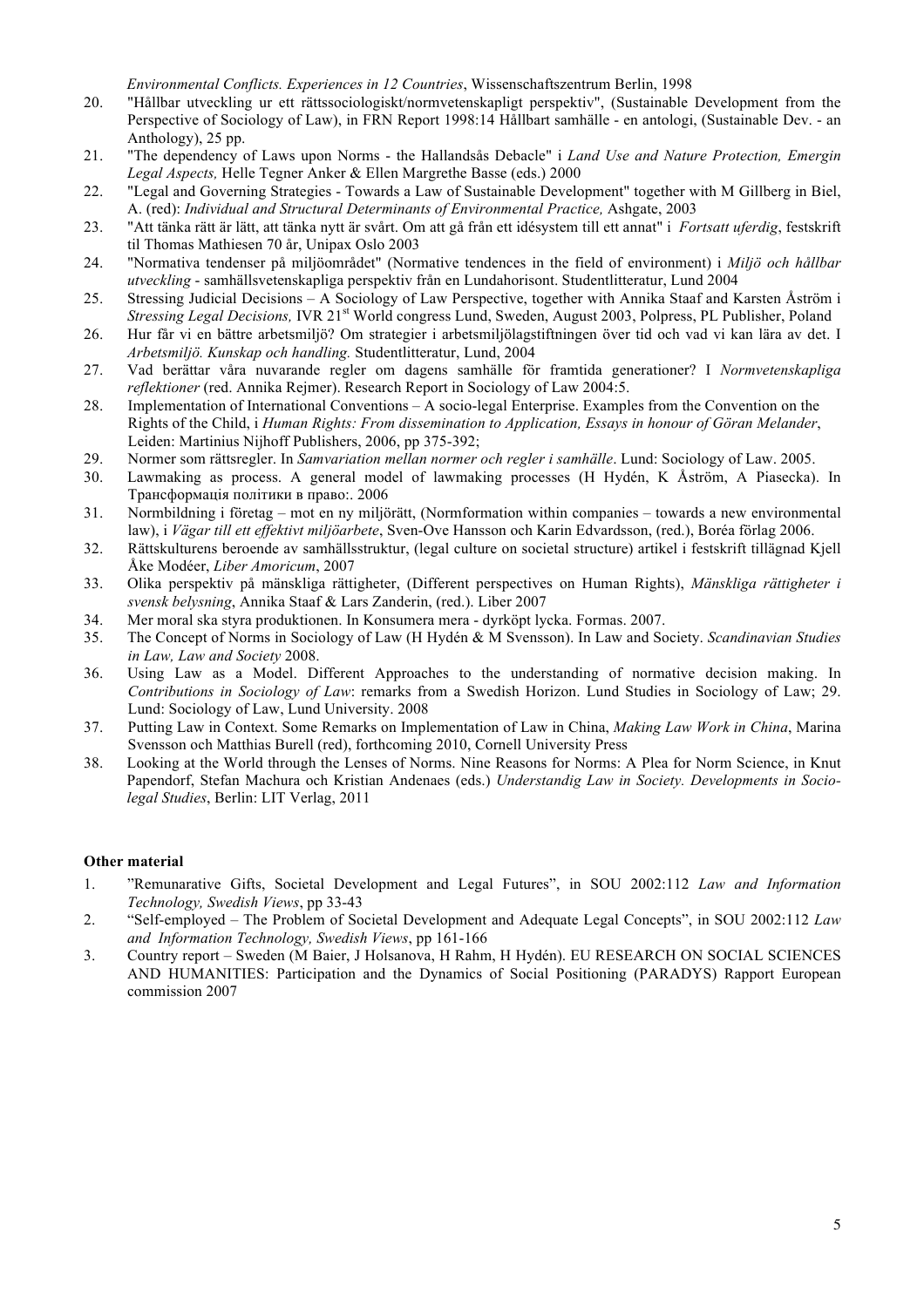*Environmental Conflicts. Experiences in 12 Countries*, Wissenschaftszentrum Berlin, 1998

20. "Hållbar utveckling ur ett rättssociologiskt/normvetenskapligt perspektiv", (Sustainable Development from the Perspective of Sociology of Law), in FRN Report 1998:14 Hållbart samhälle - en antologi, (Sustainable Dev. - an Anthology), 25 pp.
21. "The dependency of Laws upon Norms - the Hallandsås Debacle" i *Land Use and Nature Protection, Emergin Legal Aspects,* Helle Tegner Anker & Ellen Margrethe Basse (eds.) 2000
22. "Legal and Governing Strategies - Towards a Law of Sustainable Development" together with M Gillberg in Biel, A. (red): *Individual and Structural Determinants of Environmental Practice,* Ashgate, 2003
23. "Att tänka rätt är lätt, att tänka nytt är svårt. Om att gå från ett idésystem till ett annat" i *Fortsatt uferdig*, festskrift til Thomas Mathiesen 70 år, Unipax Oslo 2003
24. "Normativa tendenser på miljöområdet" (Normative tendences in the field of environment) i *Miljö och hållbar utveckling* - samhällsvetenskapliga perspektiv från en Lundahorisont. Studentlitteratur, Lund 2004
25. Stressing Judicial Decisions – A Sociology of Law Perspective, together with Annika Staaf and Karsten Åström i *Stressing Legal Decisions,* IVR 21st World congress Lund, Sweden, August 2003, Polpress, PL Publisher, Poland
26. Hur får vi en bättre arbetsmiljö? Om strategier i arbetsmiljölagstiftningen över tid och vad vi kan lära av det. I *Arbetsmiljö. Kunskap och handling.* Studentlitteratur, Lund, 2004
27. Vad berättar våra nuvarande regler om dagens samhälle för framtida generationer? I *Normvetenskapliga reflektioner* (red. Annika Rejmer). Research Report in Sociology of Law 2004:5.
28. Implementation of International Conventions – A socio-legal Enterprise. Examples from the Convention on the Rights of the Child, i *Human Rights: From dissemination to Application, Essays in honour of Göran Melander*, Leiden: Martinius Nijhoff Publishers, 2006, pp 375-392;
29. Normer som rättsregler. In *Samvariation mellan normer och regler i samhälle*. Lund: Sociology of Law. 2005.
30. Lawmaking as process. A general model of lawmaking processes (H Hydén, K Åström, A Piasecka). In Трансформація політики в право:. 2006
31. Normbildning i företag – mot en ny miljörätt, (Normformation within companies – towards a new environmental law), i *Vägar till ett effektivt miljöarbete*, Sven-Ove Hansson och Karin Edvardsson, (red.), Boréa förlag 2006.
32. Rättskulturens beroende av samhällsstruktur, (legal culture on societal structure) artikel i festskrift tillägnad Kjell Åke Modéer, *Liber Amoricum*, 2007
33. Olika perspektiv på mänskliga rättigheter, (Different perspectives on Human Rights), *Mänskliga rättigheter i svensk belysning*, Annika Staaf & Lars Zanderin, (red.). Liber 2007
34. Mer moral ska styra produktionen. In Konsumera mera - dyrköpt lycka. Formas. 2007.
35. The Concept of Norms in Sociology of Law (H Hydén & M Svensson). In Law and Society. *Scandinavian Studies in Law, Law and Society* 2008.
36. Using Law as a Model. Different Approaches to the understanding of normative decision making. In *Contributions in Sociology of Law*: remarks from a Swedish Horizon. Lund Studies in Sociology of Law; 29. Lund: Sociology of Law, Lund University. 2008
37. Putting Law in Context. Some Remarks on Implementation of Law in China, *Making Law Work in China*, Marina Svensson och Matthias Burell (red), forthcoming 2010, Cornell University Press
38. Looking at the World through the Lenses of Norms. Nine Reasons for Norms: A Plea for Norm Science, in Knut Papendorf, Stefan Machura och Kristian Andenaes (eds.) *Understandig Law in Society. Developments in Socio-legal Studies*, Berlin: LIT Verlag, 2011

**Other material**

1. "Remunarative Gifts, Societal Development and Legal Futures", in SOU 2002:112 *Law and Information Technology, Swedish Views*, pp 33-43
2. "Self-employed – The Problem of Societal Development and Adequate Legal Concepts", in SOU 2002:112 *Law and Information Technology, Swedish Views*, pp 161-166
3. Country report – Sweden (M Baier, J Holsanova, H Rahm, H Hydén). EU RESEARCH ON SOCIAL SCIENCES AND HUMANITIES: Participation and the Dynamics of Social Positioning (PARADYS) Rapport European commission 2007